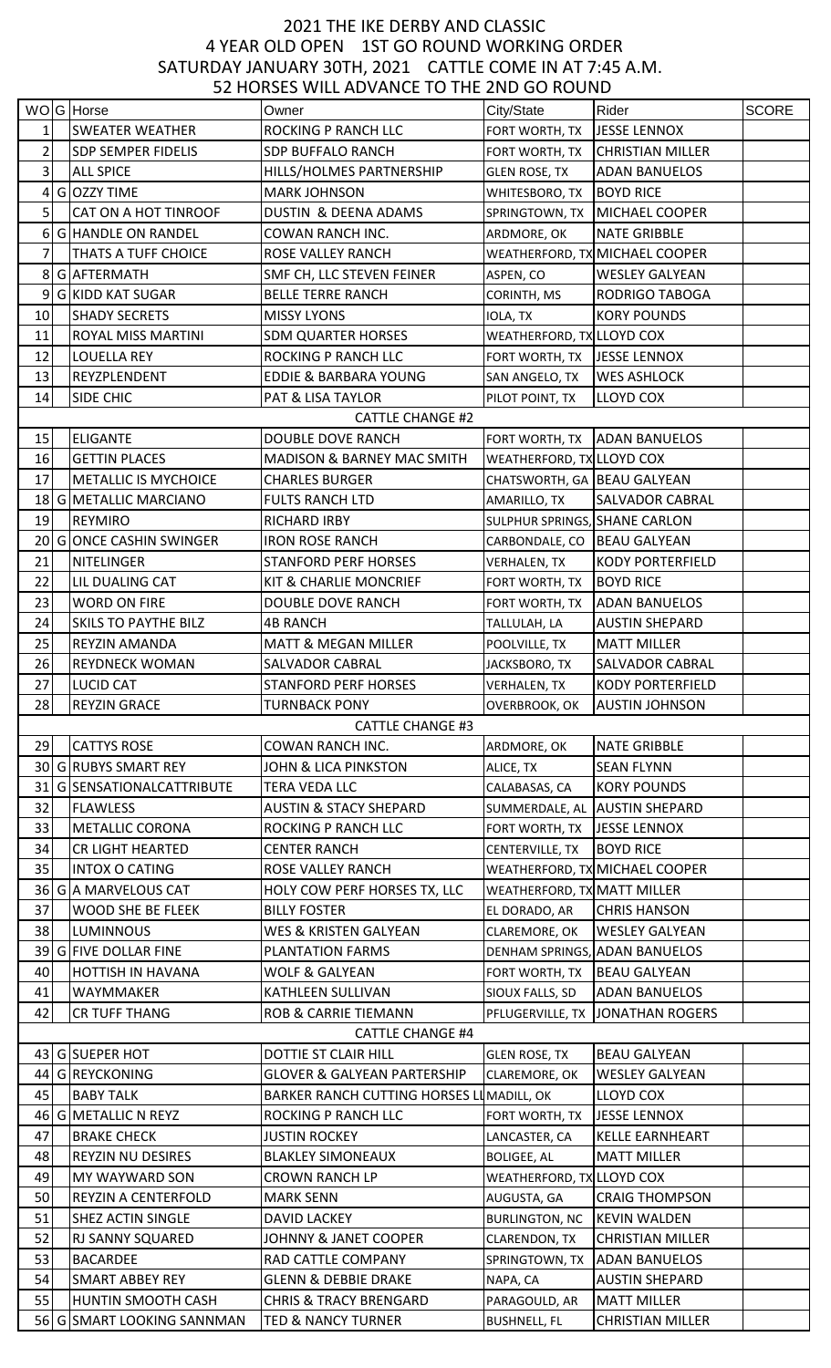# 2021 THE IKE DERBY AND CLASSIC
## 4 YEAR OLD OPEN 1ST GO ROUND WORKING ORDER
## SATURDAY JANUARY 30TH, 2021 CATTLE COME IN AT 7:45 A.M.
## 52 HORSES WILL ADVANCE TO THE 2ND GO ROUND

| WO | G | Horse | Owner | City/State | Rider | SCORE |
|---|---|---|---|---|---|---|
| 1 | | SWEATER WEATHER | ROCKING P RANCH LLC | FORT WORTH, TX | JESSE LENNOX | |
| 2 | | SDP SEMPER FIDELIS | SDP BUFFALO RANCH | FORT WORTH, TX | CHRISTIAN MILLER | |
| 3 | | ALL SPICE | HILLS/HOLMES PARTNERSHIP | GLEN ROSE, TX | ADAN BANUELOS | |
| 4 | G | OZZY TIME | MARK JOHNSON | WHITESBORO, TX | BOYD RICE | |
| 5 | | CAT ON A HOT TINROOF | DUSTIN & DEENA ADAMS | SPRINGTOWN, TX | MICHAEL COOPER | |
| 6 | G | HANDLE ON RANDEL | COWAN RANCH INC. | ARDMORE, OK | NATE GRIBBLE | |
| 7 | | THATS A TUFF CHOICE | ROSE VALLEY RANCH | WEATHERFORD, TX | MICHAEL COOPER | |
| 8 | G | AFTERMATH | SMF CH, LLC STEVEN FEINER | ASPEN, CO | WESLEY GALYEAN | |
| 9 | G | KIDD KAT SUGAR | BELLE TERRE RANCH | CORINTH, MS | RODRIGO TABOGA | |
| 10 | | SHADY SECRETS | MISSY LYONS | IOLA, TX | KORY POUNDS | |
| 11 | | ROYAL MISS MARTINI | SDM QUARTER HORSES | WEATHERFORD, TX | LLOYD COX | |
| 12 | | LOUELLA REY | ROCKING P RANCH LLC | FORT WORTH, TX | JESSE LENNOX | |
| 13 | | REYZPLENDENT | EDDIE & BARBARA YOUNG | SAN ANGELO, TX | WES ASHLOCK | |
| 14 | | SIDE CHIC | PAT & LISA TAYLOR | PILOT POINT, TX | LLOYD COX | |
| | | | CATTLE CHANGE #2 | | | |
| 15 | | ELIGANTE | DOUBLE DOVE RANCH | FORT WORTH, TX | ADAN BANUELOS | |
| 16 | | GETTIN PLACES | MADISON & BARNEY MAC SMITH | WEATHERFORD, TX | LLOYD COX | |
| 17 | | METALLIC IS MYCHOICE | CHARLES BURGER | CHATSWORTH, GA | BEAU GALYEAN | |
| 18 | G | METALLIC MARCIANO | FULTS RANCH LTD | AMARILLO, TX | SALVADOR CABRAL | |
| 19 | | REYMIRO | RICHARD IRBY | SULPHUR SPRINGS, | SHANE CARLON | |
| 20 | G | ONCE CASHIN SWINGER | IRON ROSE RANCH | CARBONDALE, CO | BEAU GALYEAN | |
| 21 | | NITELINGER | STANFORD PERF HORSES | VERHALEN, TX | KODY PORTERFIELD | |
| 22 | | LIL DUALING CAT | KIT & CHARLIE MONCRIEF | FORT WORTH, TX | BOYD RICE | |
| 23 | | WORD ON FIRE | DOUBLE DOVE RANCH | FORT WORTH, TX | ADAN BANUELOS | |
| 24 | | SKILS TO PAYTHE BILZ | 4B RANCH | TALLULAH, LA | AUSTIN SHEPARD | |
| 25 | | REYZIN AMANDA | MATT & MEGAN MILLER | POOLVILLE, TX | MATT MILLER | |
| 26 | | REYDNECK WOMAN | SALVADOR CABRAL | JACKSBORO, TX | SALVADOR CABRAL | |
| 27 | | LUCID CAT | STANFORD PERF HORSES | VERHALEN, TX | KODY PORTERFIELD | |
| 28 | | REYZIN GRACE | TURNBACK PONY | OVERBROOK, OK | AUSTIN JOHNSON | |
| | | | CATTLE CHANGE #3 | | | |
| 29 | | CATTYS ROSE | COWAN RANCH INC. | ARDMORE, OK | NATE GRIBBLE | |
| 30 | G | RUBYS SMART REY | JOHN & LICA PINKSTON | ALICE, TX | SEAN FLYNN | |
| 31 | G | SENSATIONALCATTRIBUTE | TERA VEDA LLC | CALABASAS, CA | KORY POUNDS | |
| 32 | | FLAWLESS | AUSTIN & STACY SHEPARD | SUMMERDALE, AL | AUSTIN SHEPARD | |
| 33 | | METALLIC CORONA | ROCKING P RANCH LLC | FORT WORTH, TX | JESSE LENNOX | |
| 34 | | CR LIGHT HEARTED | CENTER RANCH | CENTERVILLE, TX | BOYD RICE | |
| 35 | | INTOX O CATING | ROSE VALLEY RANCH | WEATHERFORD, TX | MICHAEL COOPER | |
| 36 | G | A MARVELOUS CAT | HOLY COW PERF HORSES TX, LLC | WEATHERFORD, TX | MATT MILLER | |
| 37 | | WOOD SHE BE FLEEK | BILLY FOSTER | EL DORADO, AR | CHRIS HANSON | |
| 38 | | LUMINNOUS | WES & KRISTEN GALYEAN | CLAREMORE, OK | WESLEY GALYEAN | |
| 39 | G | FIVE DOLLAR FINE | PLANTATION FARMS | DENHAM SPRINGS, | ADAN BANUELOS | |
| 40 | | HOTTISH IN HAVANA | WOLF & GALYEAN | FORT WORTH, TX | BEAU GALYEAN | |
| 41 | | WAYMMAKER | KATHLEEN SULLIVAN | SIOUX FALLS, SD | ADAN BANUELOS | |
| 42 | | CR TUFF THANG | ROB & CARRIE TIEMANN | PFLUGERVILLE, TX | JONATHAN ROGERS | |
| | | | CATTLE CHANGE #4 | | | |
| 43 | G | SUEPER HOT | DOTTIE ST CLAIR HILL | GLEN ROSE, TX | BEAU GALYEAN | |
| 44 | G | REYCKONING | GLOVER & GALYEAN PARTERSHIP | CLAREMORE, OK | WESLEY GALYEAN | |
| 45 | | BABY TALK | BARKER RANCH CUTTING HORSES LL | MADILL, OK | LLOYD COX | |
| 46 | G | METALLIC N REYZ | ROCKING P RANCH LLC | FORT WORTH, TX | JESSE LENNOX | |
| 47 | | BRAKE CHECK | JUSTIN ROCKEY | LANCASTER, CA | KELLE EARNHEART | |
| 48 | | REYZIN NU DESIRES | BLAKLEY SIMONEAUX | BOLIGEE, AL | MATT MILLER | |
| 49 | | MY WAYWARD SON | CROWN RANCH LP | WEATHERFORD, TX | LLOYD COX | |
| 50 | | REYZIN A CENTERFOLD | MARK SENN | AUGUSTA, GA | CRAIG THOMPSON | |
| 51 | | SHEZ ACTIN SINGLE | DAVID LACKEY | BURLINGTON, NC | KEVIN WALDEN | |
| 52 | | RJ SANNY SQUARED | JOHNNY & JANET COOPER | CLARENDON, TX | CHRISTIAN MILLER | |
| 53 | | BACARDEE | RAD CATTLE COMPANY | SPRINGTOWN, TX | ADAN BANUELOS | |
| 54 | | SMART ABBEY REY | GLENN & DEBBIE DRAKE | NAPA, CA | AUSTIN SHEPARD | |
| 55 | | HUNTIN SMOOTH CASH | CHRIS & TRACY BRENGARD | PARAGOULD, AR | MATT MILLER | |
| 56 | G | SMART LOOKING SANNMAN | TED & NANCY TURNER | BUSHNELL, FL | CHRISTIAN MILLER | |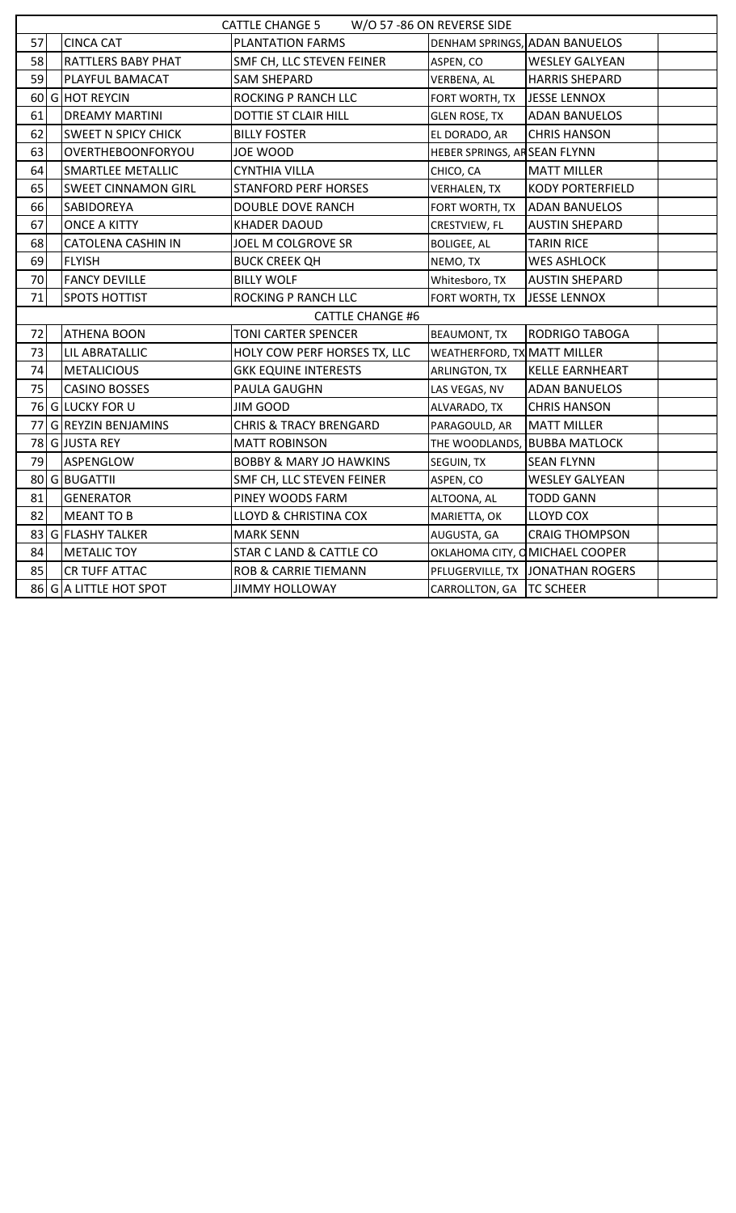| | | | | | | |
|---|---|---|---|---|---|---|
| CATTLE CHANGE 5 W/O 57 -86 ON REVERSE SIDE | | | | | | |
| 57 | | CINCA CAT | PLANTATION FARMS | DENHAM SPRINGS, | ADAN BANUELOS | |
| 58 | | RATTLERS BABY PHAT | SMF CH, LLC STEVEN FEINER | ASPEN, CO | WESLEY GALYEAN | |
| 59 | | PLAYFUL BAMACAT | SAM SHEPARD | VERBENA, AL | HARRIS SHEPARD | |
| 60 | G | HOT REYCIN | ROCKING P RANCH LLC | FORT WORTH, TX | JESSE LENNOX | |
| 61 | | DREAMY MARTINI | DOTTIE ST CLAIR HILL | GLEN ROSE, TX | ADAN BANUELOS | |
| 62 | | SWEET N SPICY CHICK | BILLY FOSTER | EL DORADO, AR | CHRIS HANSON | |
| 63 | | OVERTHEBOONFORYOU | JOE WOOD | HEBER SPRINGS, AR | SEAN FLYNN | |
| 64 | | SMARTLEE METALLIC | CYNTHIA VILLA | CHICO, CA | MATT MILLER | |
| 65 | | SWEET CINNAMON GIRL | STANFORD PERF HORSES | VERHALEN, TX | KODY PORTERFIELD | |
| 66 | | SABIDOREYA | DOUBLE DOVE RANCH | FORT WORTH, TX | ADAN BANUELOS | |
| 67 | | ONCE A KITTY | KHADER DAOUD | CRESTVIEW, FL | AUSTIN SHEPARD | |
| 68 | | CATOLENA CASHIN IN | JOEL M COLGROVE SR | BOLIGEE, AL | TARIN RICE | |
| 69 | | FLYISH | BUCK CREEK QH | NEMO, TX | WES ASHLOCK | |
| 70 | | FANCY DEVILLE | BILLY WOLF | Whitesboro, TX | AUSTIN SHEPARD | |
| 71 | | SPOTS HOTTIST | ROCKING P RANCH LLC | FORT WORTH, TX | JESSE LENNOX | |
| CATTLE CHANGE #6 | | | | | | |
| 72 | | ATHENA BOON | TONI CARTER SPENCER | BEAUMONT, TX | RODRIGO TABOGA | |
| 73 | | LIL ABRATALLIC | HOLY COW PERF HORSES TX, LLC | WEATHERFORD, TX | MATT MILLER | |
| 74 | | METALICIOUS | GKK EQUINE INTERESTS | ARLINGTON, TX | KELLE EARNHEART | |
| 75 | | CASINO BOSSES | PAULA GAUGHN | LAS VEGAS, NV | ADAN BANUELOS | |
| 76 | G | LUCKY FOR U | JIM GOOD | ALVARADO, TX | CHRIS HANSON | |
| 77 | G | REYZIN BENJAMINS | CHRIS & TRACY BRENGARD | PARAGOULD, AR | MATT MILLER | |
| 78 | G | JUSTA REY | MATT ROBINSON | THE WOODLANDS, | BUBBA MATLOCK | |
| 79 | | ASPENGLOW | BOBBY & MARY JO HAWKINS | SEGUIN, TX | SEAN FLYNN | |
| 80 | G | BUGATTII | SMF CH, LLC STEVEN FEINER | ASPEN, CO | WESLEY GALYEAN | |
| 81 | | GENERATOR | PINEY WOODS FARM | ALTOONA, AL | TODD GANN | |
| 82 | | MEANT TO B | LLOYD & CHRISTINA COX | MARIETTA, OK | LLOYD COX | |
| 83 | G | FLASHY TALKER | MARK SENN | AUGUSTA, GA | CRAIG THOMPSON | |
| 84 | | METALIC TOY | STAR C LAND & CATTLE CO | OKLAHOMA CITY, O | MICHAEL COOPER | |
| 85 | | CR TUFF ATTAC | ROB & CARRIE TIEMANN | PFLUGERVILLE, TX | JONATHAN ROGERS | |
| 86 | G | A LITTLE HOT SPOT | JIMMY HOLLOWAY | CARROLLTON, GA | TC SCHEER | |